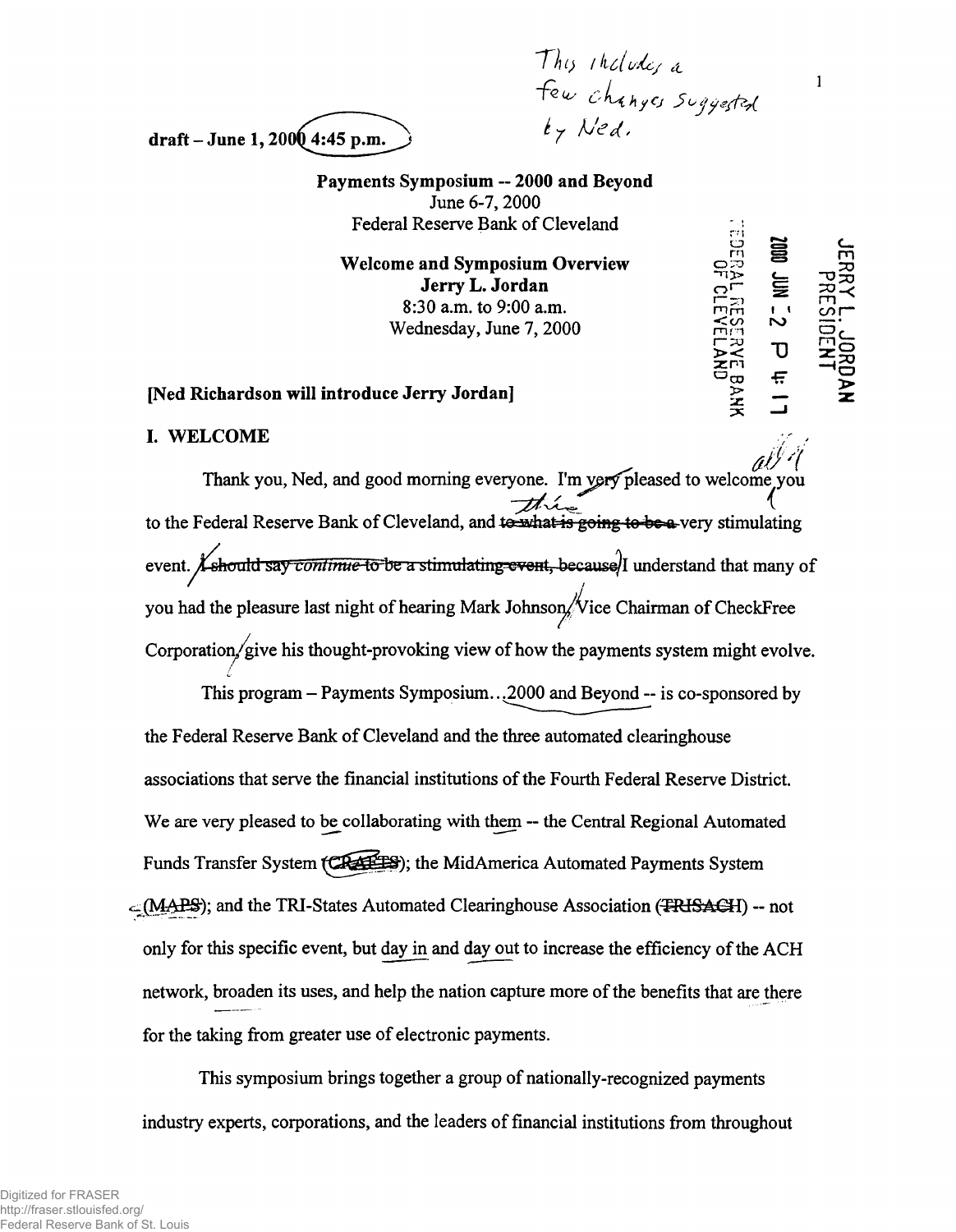This includes a few changes suggested by Ned.

draft – June 1, 2000 4:45 p.m.

**Payments Symposium -- 2000 and Beyond**
June 6-7, 2000
Federal Reserve Bank of Cleveland

**Welcome and Symposium Overview**
**Jerry L. Jordan**
8:30 a.m. to 9:00 a.m.
Wednesday, June 7, 2000

JERRY L. JORDAN PRESIDENT
2000 JUN -2 P 4:11
FEDERAL RESERVE BANK OF CLEVELAND

**[Ned Richardson will introduce Jerry Jordan]**

## I. WELCOME

Thank you, Ned, and good morning everyone. I'm ~~very~~ pleased to welcome you all to the Federal Reserve Bank of Cleveland, and ~~to what is going to be a~~ this very stimulating event. ~~I should say *continue* to be a stimulating event, because~~ I understand that many of you had the pleasure last night of hearing Mark Johnson, Vice Chairman of CheckFree Corporation, give his thought-provoking view of how the payments system might evolve.

This program – Payments Symposium…2000 and Beyond -- is co-sponsored by the Federal Reserve Bank of Cleveland and the three automated clearinghouse associations that serve the financial institutions of the Fourth Federal Reserve District. We are very pleased to be collaborating with them -- the Central Regional Automated Funds Transfer System ~~(CRAFTS)~~; the MidAmerica Automated Payments System ~~(MAPS)~~; and the TRI-States Automated Clearinghouse Association ~~(TRISACH)~~ -- not only for this specific event, but day in and day out to increase the efficiency of the ACH network, broaden its uses, and help the nation capture more of the benefits that are there for the taking from greater use of electronic payments.

This symposium brings together a group of nationally-recognized payments industry experts, corporations, and the leaders of financial institutions from throughout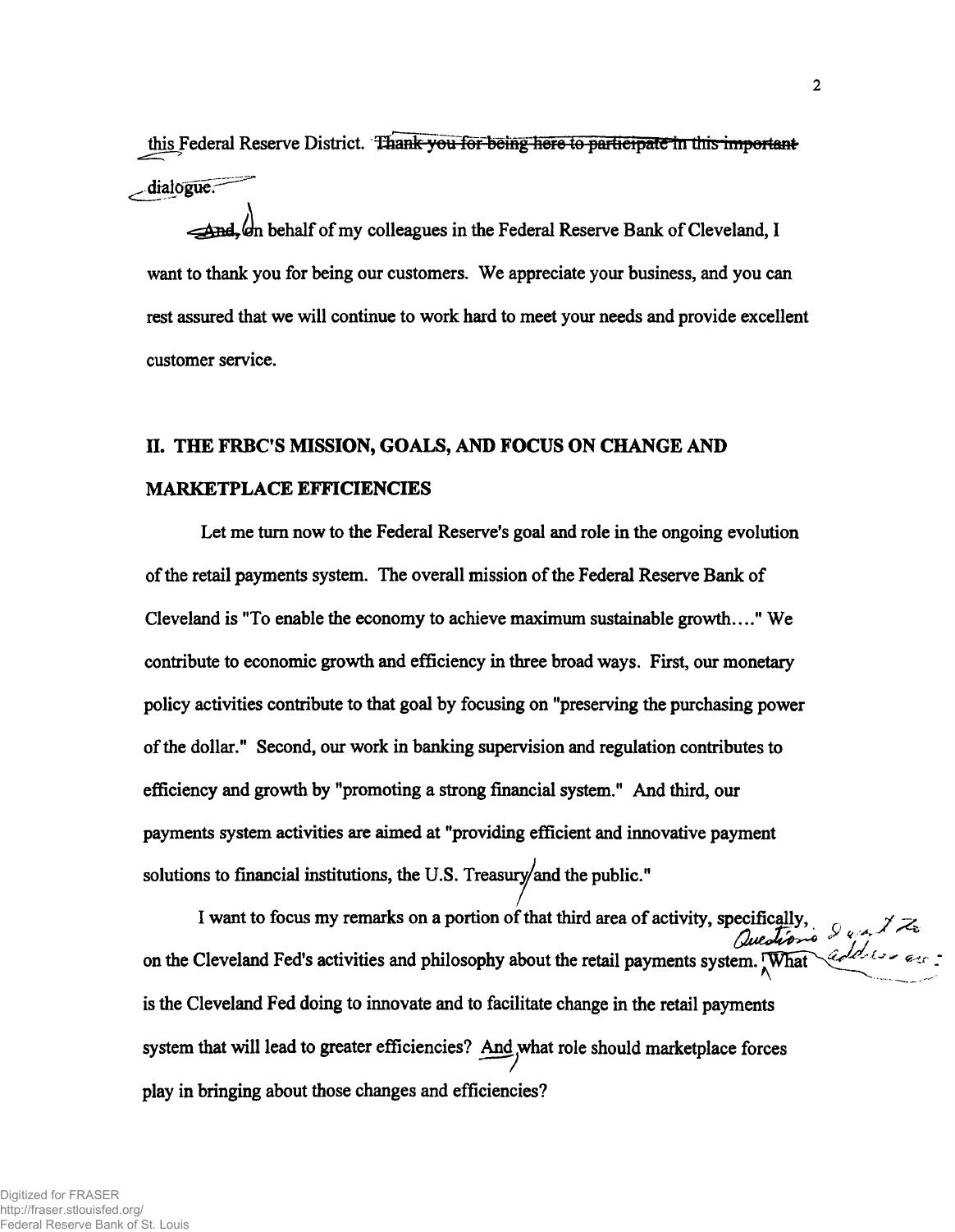this Federal Reserve District. ~~Thank you for being here to participate in this important dialogue.~~

~~And,~~ On behalf of my colleagues in the Federal Reserve Bank of Cleveland, I want to thank you for being our customers. We appreciate your business, and you can rest assured that we will continue to work hard to meet your needs and provide excellent customer service.

## II. THE FRBC'S MISSION, GOALS, AND FOCUS ON CHANGE AND MARKETPLACE EFFICIENCIES

Let me turn now to the Federal Reserve's goal and role in the ongoing evolution of the retail payments system. The overall mission of the Federal Reserve Bank of Cleveland is "To enable the economy to achieve maximum sustainable growth...." We contribute to economic growth and efficiency in three broad ways. First, our monetary policy activities contribute to that goal by focusing on "preserving the purchasing power of the dollar." Second, our work in banking supervision and regulation contributes to efficiency and growth by "promoting a strong financial system." And third, our payments system activities are aimed at "providing efficient and innovative payment solutions to financial institutions, the U.S. Treasury and the public."

I want to focus my remarks on a portion of that third area of activity, specifically, on the Cleveland Fed's activities and philosophy about the retail payments system. Questions I want to address are: What is the Cleveland Fed doing to innovate and to facilitate change in the retail payments system that will lead to greater efficiencies? And what role should marketplace forces play in bringing about those changes and efficiencies?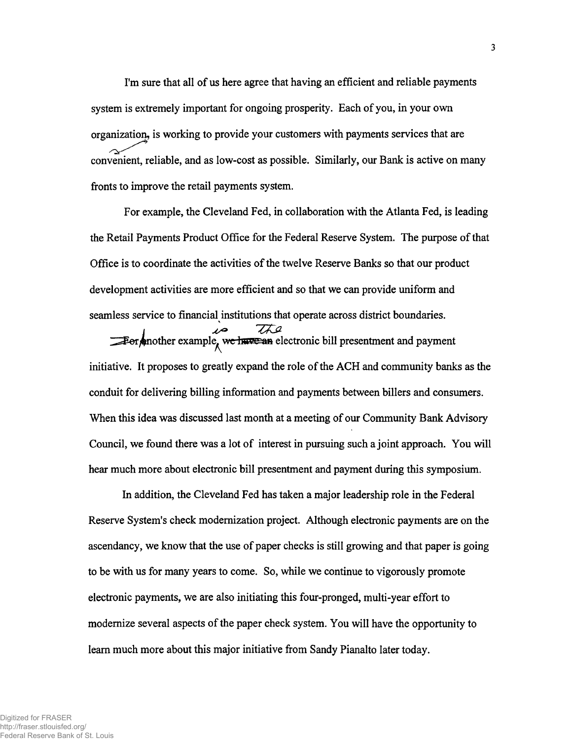I'm sure that all of us here agree that having an efficient and reliable payments system is extremely important for ongoing prosperity. Each of you, in your own organization, is working to provide your customers with payments services that are convenient, reliable, and as low-cost as possible. Similarly, our Bank is active on many fronts to improve the retail payments system.

For example, the Cleveland Fed, in collaboration with the Atlanta Fed, is leading the Retail Payments Product Office for the Federal Reserve System. The purpose of that Office is to coordinate the activities of the twelve Reserve Banks so that our product development activities are more efficient and so that we can provide uniform and seamless service to financial institutions that operate across district boundaries.

Another example is the electronic bill presentment and payment initiative. It proposes to greatly expand the role of the ACH and community banks as the conduit for delivering billing information and payments between billers and consumers. When this idea was discussed last month at a meeting of our Community Bank Advisory Council, we found there was a lot of interest in pursuing such a joint approach. You will hear much more about electronic bill presentment and payment during this symposium.

In addition, the Cleveland Fed has taken a major leadership role in the Federal Reserve System's check modernization project. Although electronic payments are on the ascendancy, we know that the use of paper checks is still growing and that paper is going to be with us for many years to come. So, while we continue to vigorously promote electronic payments, we are also initiating this four-pronged, multi-year effort to modernize several aspects of the paper check system. You will have the opportunity to learn much more about this major initiative from Sandy Pianalto later today.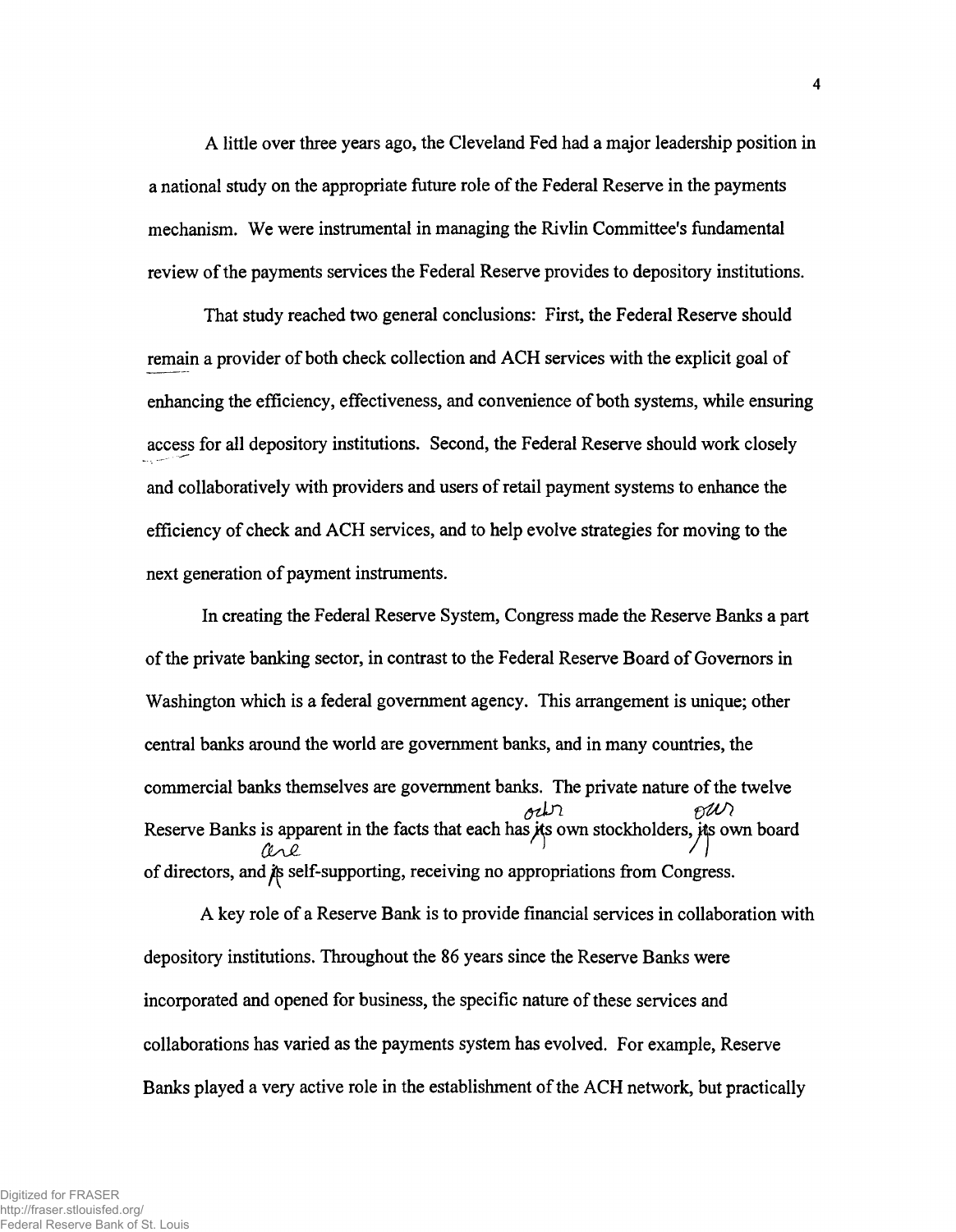A little over three years ago, the Cleveland Fed had a major leadership position in a national study on the appropriate future role of the Federal Reserve in the payments mechanism. We were instrumental in managing the Rivlin Committee's fundamental review of the payments services the Federal Reserve provides to depository institutions.

That study reached two general conclusions: First, the Federal Reserve should remain a provider of both check collection and ACH services with the explicit goal of enhancing the efficiency, effectiveness, and convenience of both systems, while ensuring access for all depository institutions. Second, the Federal Reserve should work closely and collaboratively with providers and users of retail payment systems to enhance the efficiency of check and ACH services, and to help evolve strategies for moving to the next generation of payment instruments.

In creating the Federal Reserve System, Congress made the Reserve Banks a part of the private banking sector, in contrast to the Federal Reserve Board of Governors in Washington which is a federal government agency. This arrangement is unique; other central banks around the world are government banks, and in many countries, the commercial banks themselves are government banks. The private nature of the twelve Reserve Banks is apparent in the facts that each has its own stockholders, its own board of directors, and is self-supporting, receiving no appropriations from Congress.

A key role of a Reserve Bank is to provide financial services in collaboration with depository institutions. Throughout the 86 years since the Reserve Banks were incorporated and opened for business, the specific nature of these services and collaborations has varied as the payments system has evolved. For example, Reserve Banks played a very active role in the establishment of the ACH network, but practically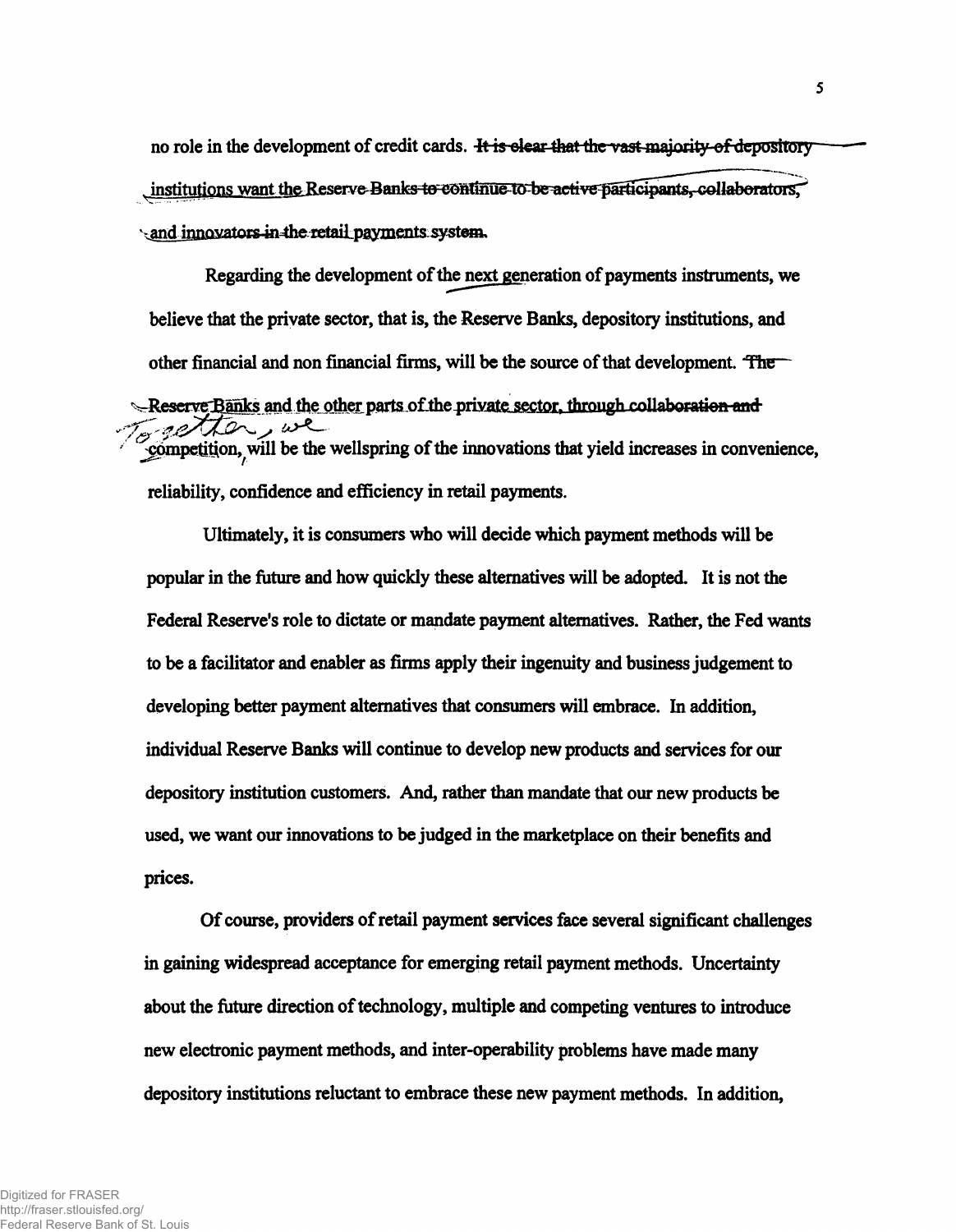no role in the development of credit cards. ~~It is clear that the vast majority of depository institutions want the Reserve Banks to continue to be active participants, collaborators, and innovators in the retail payments system.~~

Regarding the development of the next generation of payments instruments, we believe that the private sector, that is, the Reserve Banks, depository institutions, and other financial and non financial firms, will be the source of that development. ~~The Reserve Banks and the other parts of the private sector, through collaboration and competition,~~ Together, we will be the wellspring of the innovations that yield increases in convenience, reliability, confidence and efficiency in retail payments.

Ultimately, it is consumers who will decide which payment methods will be popular in the future and how quickly these alternatives will be adopted. It is not the Federal Reserve's role to dictate or mandate payment alternatives. Rather, the Fed wants to be a facilitator and enabler as firms apply their ingenuity and business judgement to developing better payment alternatives that consumers will embrace. In addition, individual Reserve Banks will continue to develop new products and services for our depository institution customers. And, rather than mandate that our new products be used, we want our innovations to be judged in the marketplace on their benefits and prices.

Of course, providers of retail payment services face several significant challenges in gaining widespread acceptance for emerging retail payment methods. Uncertainty about the future direction of technology, multiple and competing ventures to introduce new electronic payment methods, and inter-operability problems have made many depository institutions reluctant to embrace these new payment methods. In addition,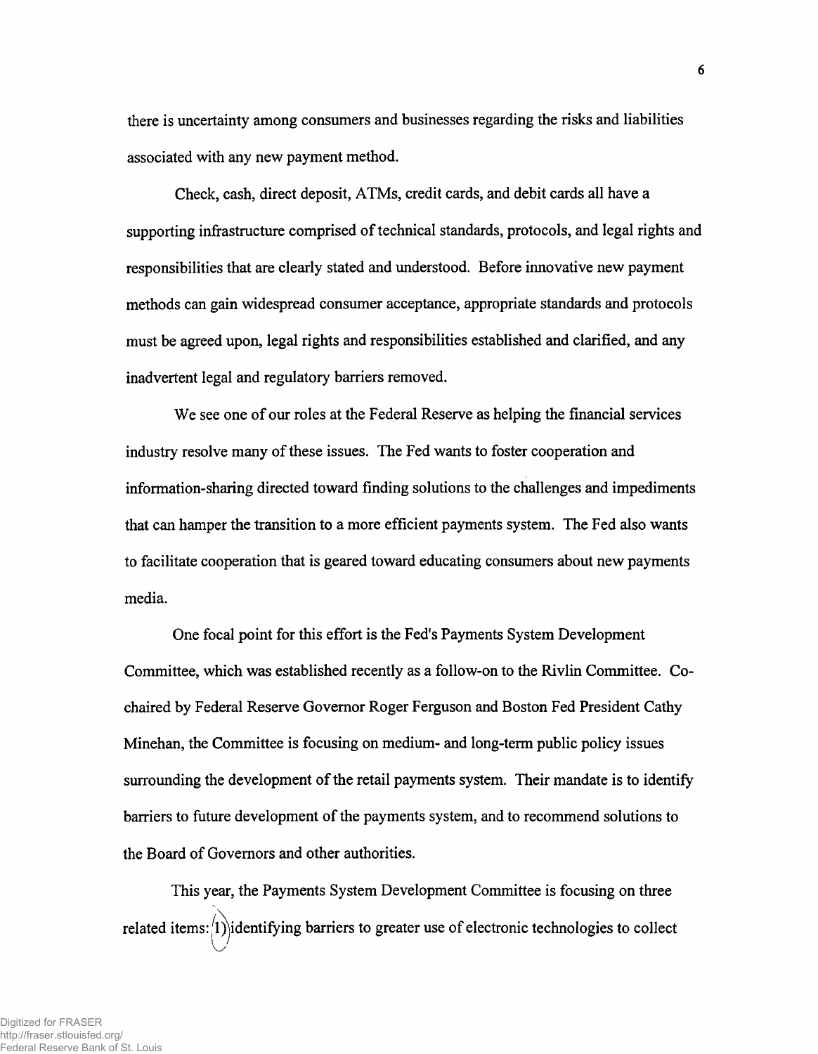there is uncertainty among consumers and businesses regarding the risks and liabilities associated with any new payment method.

Check, cash, direct deposit, ATMs, credit cards, and debit cards all have a supporting infrastructure comprised of technical standards, protocols, and legal rights and responsibilities that are clearly stated and understood. Before innovative new payment methods can gain widespread consumer acceptance, appropriate standards and protocols must be agreed upon, legal rights and responsibilities established and clarified, and any inadvertent legal and regulatory barriers removed.

We see one of our roles at the Federal Reserve as helping the financial services industry resolve many of these issues. The Fed wants to foster cooperation and information-sharing directed toward finding solutions to the challenges and impediments that can hamper the transition to a more efficient payments system. The Fed also wants to facilitate cooperation that is geared toward educating consumers about new payments media.

One focal point for this effort is the Fed's Payments System Development Committee, which was established recently as a follow-on to the Rivlin Committee. Co-chaired by Federal Reserve Governor Roger Ferguson and Boston Fed President Cathy Minehan, the Committee is focusing on medium- and long-term public policy issues surrounding the development of the retail payments system. Their mandate is to identify barriers to future development of the payments system, and to recommend solutions to the Board of Governors and other authorities.

This year, the Payments System Development Committee is focusing on three related items: 1) identifying barriers to greater use of electronic technologies to collect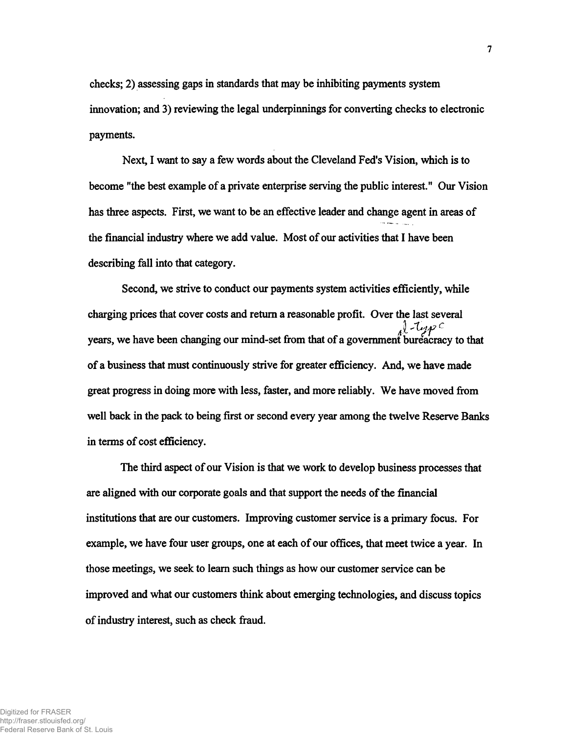checks; 2) assessing gaps in standards that may be inhibiting payments system innovation; and 3) reviewing the legal underpinnings for converting checks to electronic payments.

Next, I want to say a few words about the Cleveland Fed's Vision, which is to become "the best example of a private enterprise serving the public interest." Our Vision has three aspects. First, we want to be an effective leader and change agent in areas of the financial industry where we add value. Most of our activities that I have been describing fall into that category.

Second, we strive to conduct our payments system activities efficiently, while charging prices that cover costs and return a reasonable profit. Over the last several years, we have been changing our mind-set from that of a government bureacracy to that of a business that must continuously strive for greater efficiency. And, we have made great progress in doing more with less, faster, and more reliably. We have moved from well back in the pack to being first or second every year among the twelve Reserve Banks in terms of cost efficiency.

The third aspect of our Vision is that we work to develop business processes that are aligned with our corporate goals and that support the needs of the financial institutions that are our customers. Improving customer service is a primary focus. For example, we have four user groups, one at each of our offices, that meet twice a year. In those meetings, we seek to learn such things as how our customer service can be improved and what our customers think about emerging technologies, and discuss topics of industry interest, such as check fraud.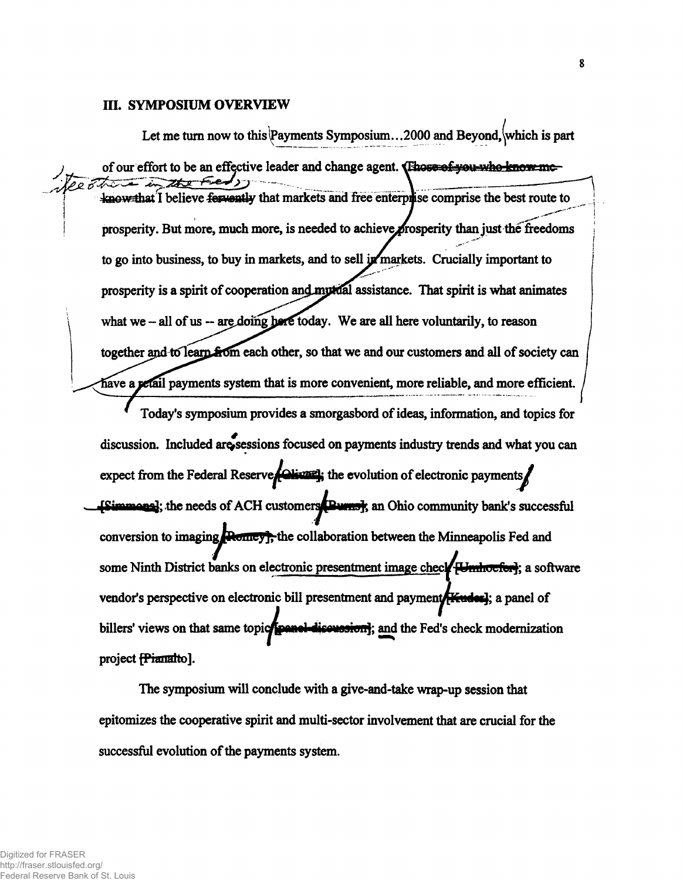## III. SYMPOSIUM OVERVIEW

Let me turn now to this Payments Symposium…2000 and Beyond, which is part of our effort to be an effective leader and change agent. ~~Those of you who know me know that~~ I believe ~~fervently~~ that markets and free enterprise comprise the best route to prosperity. But more, much more, is needed to achieve prosperity than just the freedoms to go into business, to buy in markets, and to sell in markets. Crucially important to prosperity is a spirit of cooperation and mutual assistance. That spirit is what animates what we – all of us -- are doing here today. We are all here voluntarily, to reason together and to learn from each other, so that we and our customers and all of society can have a retail payments system that is more convenient, more reliable, and more efficient.

Today's symposium provides a smorgasbord of ideas, information, and topics for discussion. Included are sessions focused on payments industry trends and what you can expect from the Federal Reserve ~~[Oliver]~~; the evolution of electronic payments ~~[Simmons]~~; the needs of ACH customers ~~[Burns]~~; an Ohio community bank's successful conversion to imaging ~~[Romey]~~; the collaboration between the Minneapolis Fed and some Ninth District banks on electronic presentment image check ~~[Umhoefer]~~; a software vendor's perspective on electronic bill presentment and payment ~~[Kudes]~~; a panel of billers' views on that same topic ~~[panel discussion]~~; and the Fed's check modernization project ~~[Pianalto]~~.

The symposium will conclude with a give-and-take wrap-up session that epitomizes the cooperative spirit and multi-sector involvement that are crucial for the successful evolution of the payments system.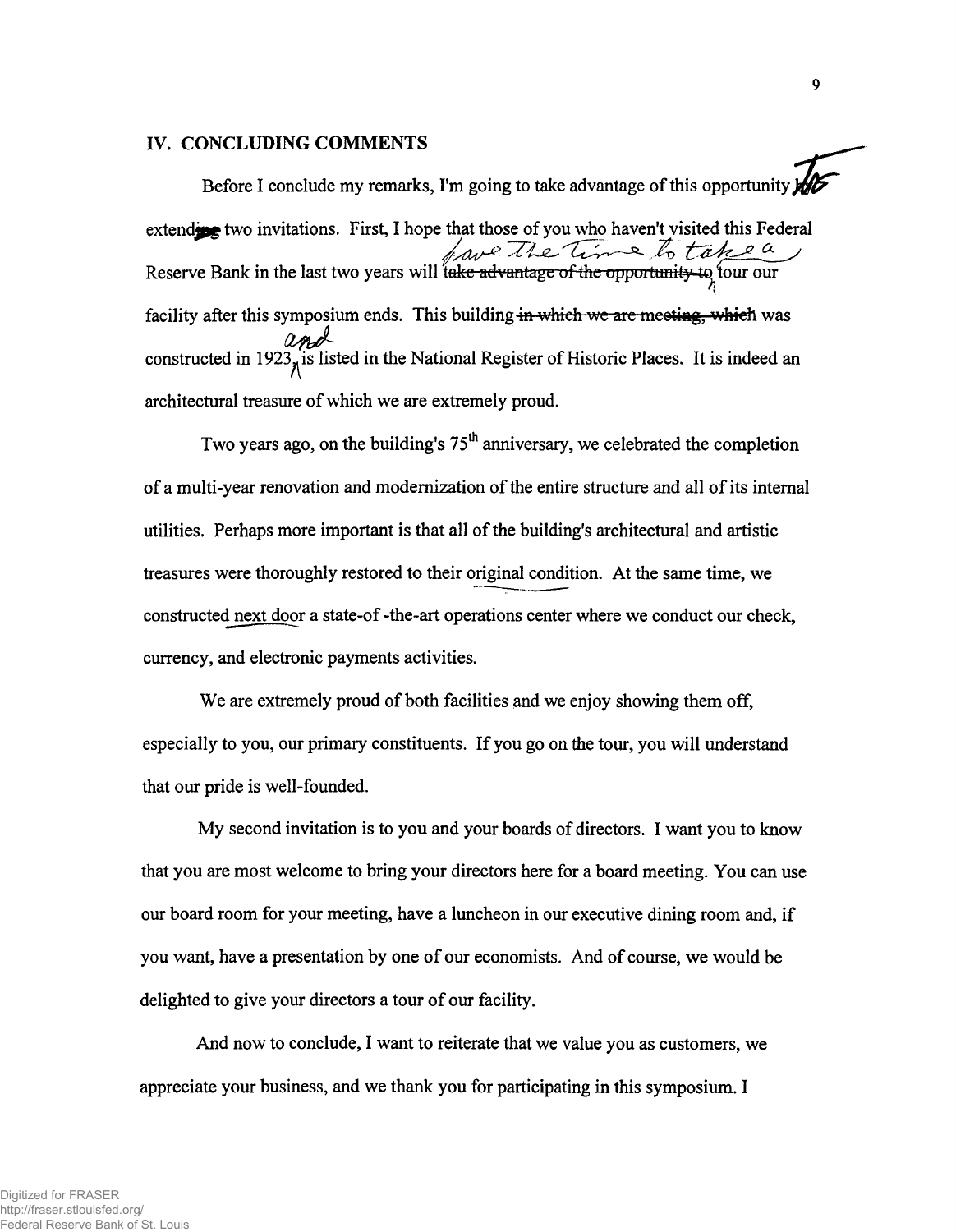## IV. CONCLUDING COMMENTS

Before I conclude my remarks, I'm going to take advantage of this opportunity to extend two invitations. First, I hope that those of you who haven't visited this Federal Reserve Bank in the last two years will have the time to take a tour our facility after this symposium ends. This building was constructed in 1923 and is listed in the National Register of Historic Places. It is indeed an architectural treasure of which we are extremely proud.

Two years ago, on the building's 75th anniversary, we celebrated the completion of a multi-year renovation and modernization of the entire structure and all of its internal utilities. Perhaps more important is that all of the building's architectural and artistic treasures were thoroughly restored to their original condition. At the same time, we constructed next door a state-of -the-art operations center where we conduct our check, currency, and electronic payments activities.

We are extremely proud of both facilities and we enjoy showing them off, especially to you, our primary constituents. If you go on the tour, you will understand that our pride is well-founded.

My second invitation is to you and your boards of directors. I want you to know that you are most welcome to bring your directors here for a board meeting. You can use our board room for your meeting, have a luncheon in our executive dining room and, if you want, have a presentation by one of our economists. And of course, we would be delighted to give your directors a tour of our facility.

And now to conclude, I want to reiterate that we value you as customers, we appreciate your business, and we thank you for participating in this symposium. I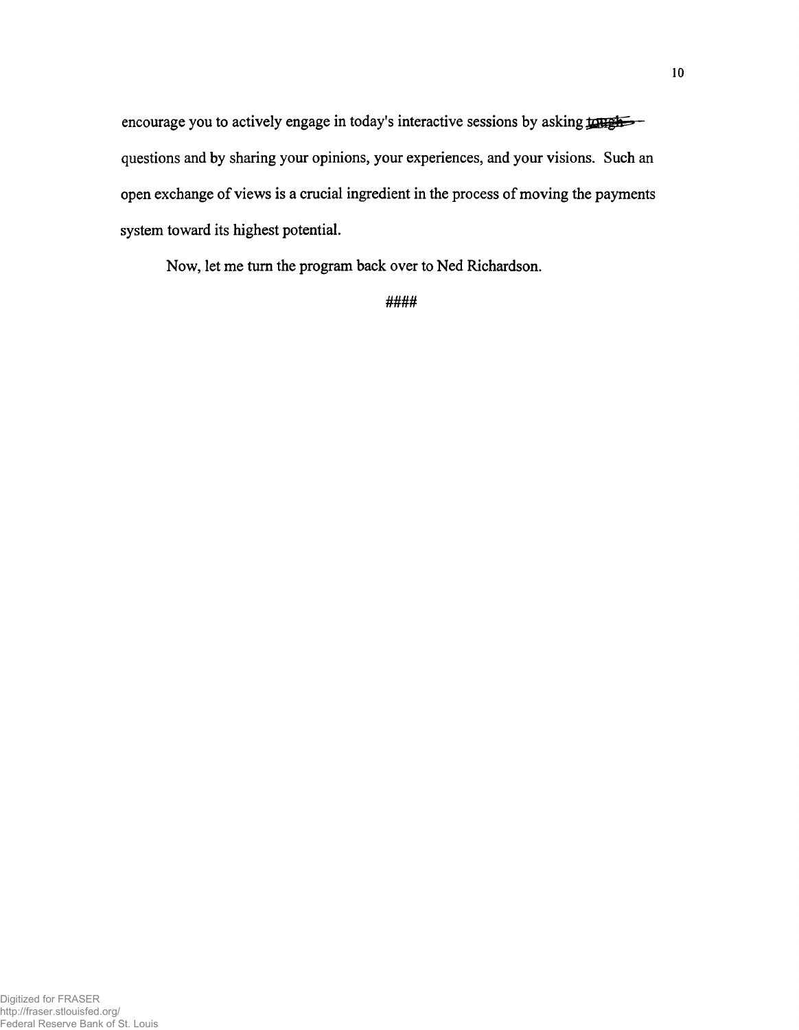encourage you to actively engage in today's interactive sessions by asking ~~tough~~ questions and by sharing your opinions, your experiences, and your visions. Such an open exchange of views is a crucial ingredient in the process of moving the payments system toward its highest potential.

Now, let me turn the program back over to Ned Richardson.

####